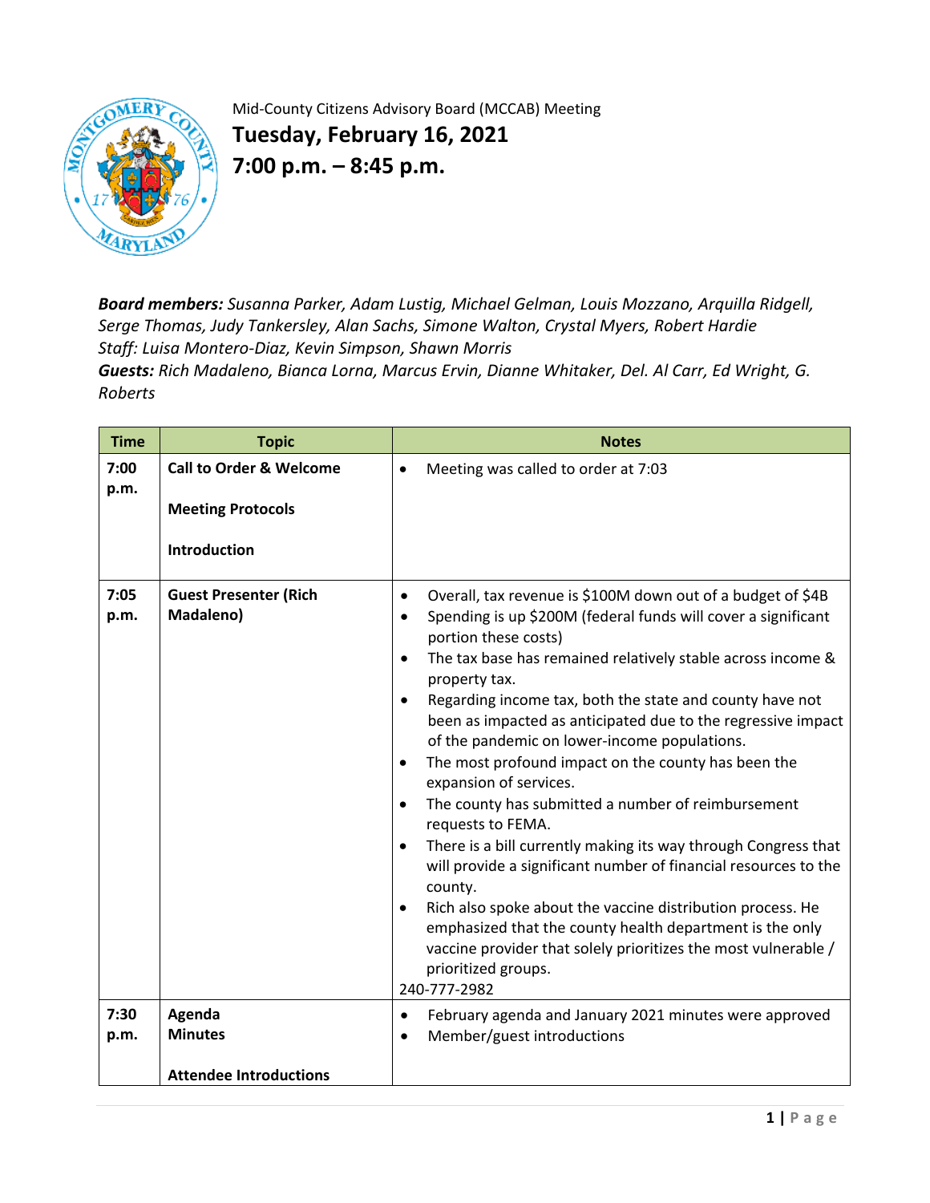Mid-County Citizens Advisory Board (MCCAB) Meeting

# Tuesday, February 16, 2021

# 7:00 p.m. – 8:45 p.m.

***Board members:** Susanna Parker, Adam Lustig, Michael Gelman, Louis Mozzano, Arquilla Ridgell, Serge Thomas, Judy Tankersley, Alan Sachs, Simone Walton, Crystal Myers, Robert Hardie*
*Staff: Luisa Montero-Diaz, Kevin Simpson, Shawn Morris*
***Guests:** Rich Madaleno, Bianca Lorna, Marcus Ervin, Dianne Whitaker, Del. Al Carr, Ed Wright, G. Roberts*

| Time | Topic | Notes |
|---|---|---|
| **7:00 p.m.** | **Call to Order & Welcome**<br><br>**Meeting Protocols**<br><br>**Introduction** | • Meeting was called to order at 7:03 |
| **7:05 p.m.** | **Guest Presenter (Rich Madaleno)** | • Overall, tax revenue is $100M down out of a budget of $4B<br>• Spending is up $200M (federal funds will cover a significant portion these costs)<br>• The tax base has remained relatively stable across income & property tax.<br>• Regarding income tax, both the state and county have not been as impacted as anticipated due to the regressive impact of the pandemic on lower-income populations.<br>• The most profound impact on the county has been the expansion of services.<br>• The county has submitted a number of reimbursement requests to FEMA.<br>• There is a bill currently making its way through Congress that will provide a significant number of financial resources to the county.<br>• Rich also spoke about the vaccine distribution process. He emphasized that the county health department is the only vaccine provider that solely prioritizes the most vulnerable / prioritized groups.<br>240-777-2982 |
| **7:30 p.m.** | **Agenda**<br>**Minutes**<br><br>**Attendee Introductions** | • February agenda and January 2021 minutes were approved<br>• Member/guest introductions |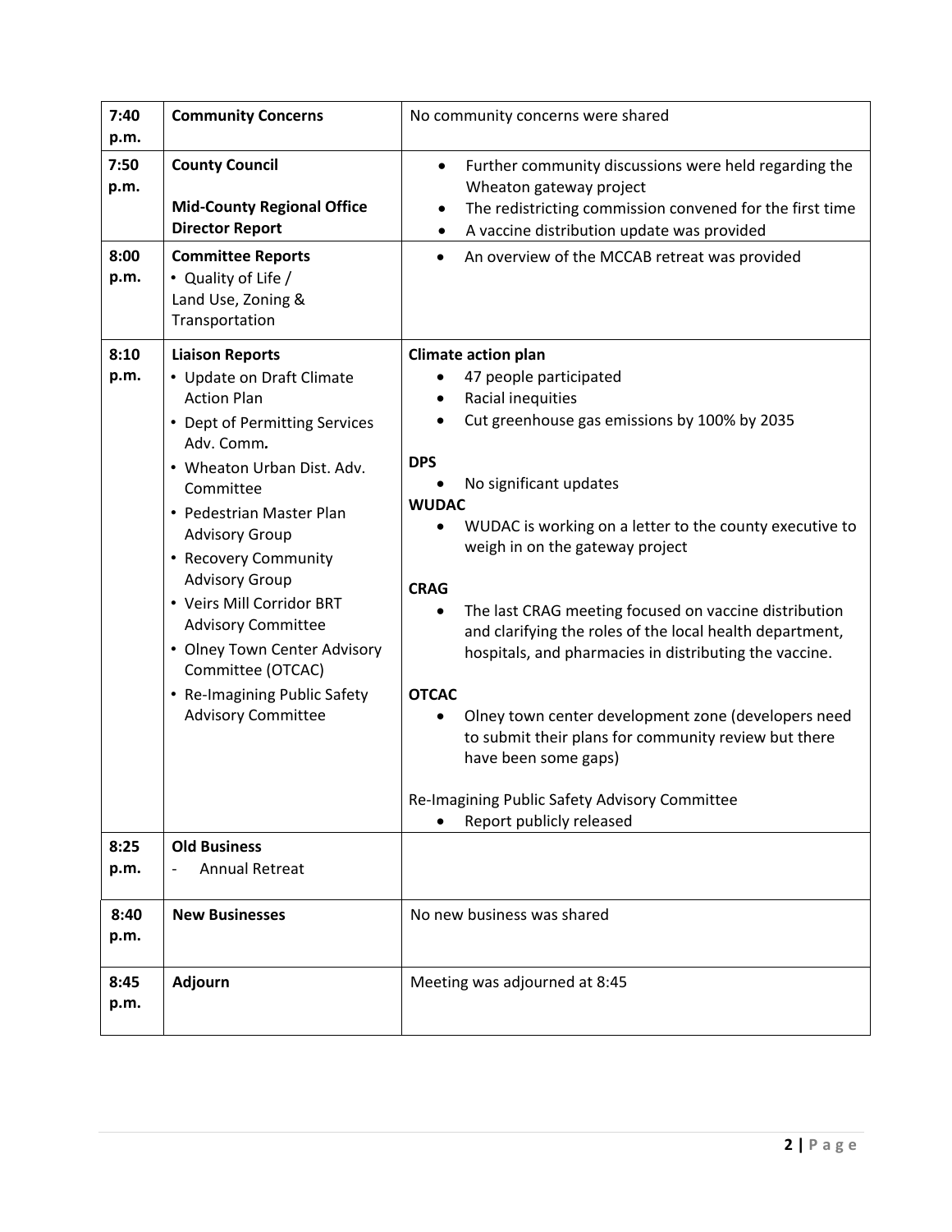| | | |
|---|---|---|
| 7:40 p.m. | **Community Concerns** | No community concerns were shared |
| 7:50 p.m. | **County Council**<br><br>**Mid-County Regional Office Director Report** | • Further community discussions were held regarding the Wheaton gateway project<br>• The redistricting commission convened for the first time<br>• A vaccine distribution update was provided |
| 8:00 p.m. | **Committee Reports**<br>• Quality of Life / Land Use, Zoning & Transportation | • An overview of the MCCAB retreat was provided |
| 8:10 p.m. | **Liaison Reports**<br>• Update on Draft Climate Action Plan<br>• Dept of Permitting Services Adv. Comm*.*<br>• Wheaton Urban Dist. Adv. Committee<br>• Pedestrian Master Plan Advisory Group<br>• Recovery Community Advisory Group<br>• Veirs Mill Corridor BRT Advisory Committee<br>• Olney Town Center Advisory Committee (OTCAC)<br>• Re-Imagining Public Safety Advisory Committee | **Climate action plan**<br>• 47 people participated<br>• Racial inequities<br>• Cut greenhouse gas emissions by 100% by 2035<br><br>**DPS**<br>• No significant updates<br>**WUDAC**<br>• WUDAC is working on a letter to the county executive to weigh in on the gateway project<br><br>**CRAG**<br>• The last CRAG meeting focused on vaccine distribution and clarifying the roles of the local health department, hospitals, and pharmacies in distributing the vaccine.<br><br>**OTCAC**<br>• Olney town center development zone (developers need to submit their plans for community review but there have been some gaps)<br><br>Re-Imagining Public Safety Advisory Committee<br>• Report publicly released |
| 8:25 p.m. | **Old Business**<br>- Annual Retreat | |
| 8:40 p.m. | **New Businesses** | No new business was shared |
| 8:45 p.m. | **Adjourn** | Meeting was adjourned at 8:45 |